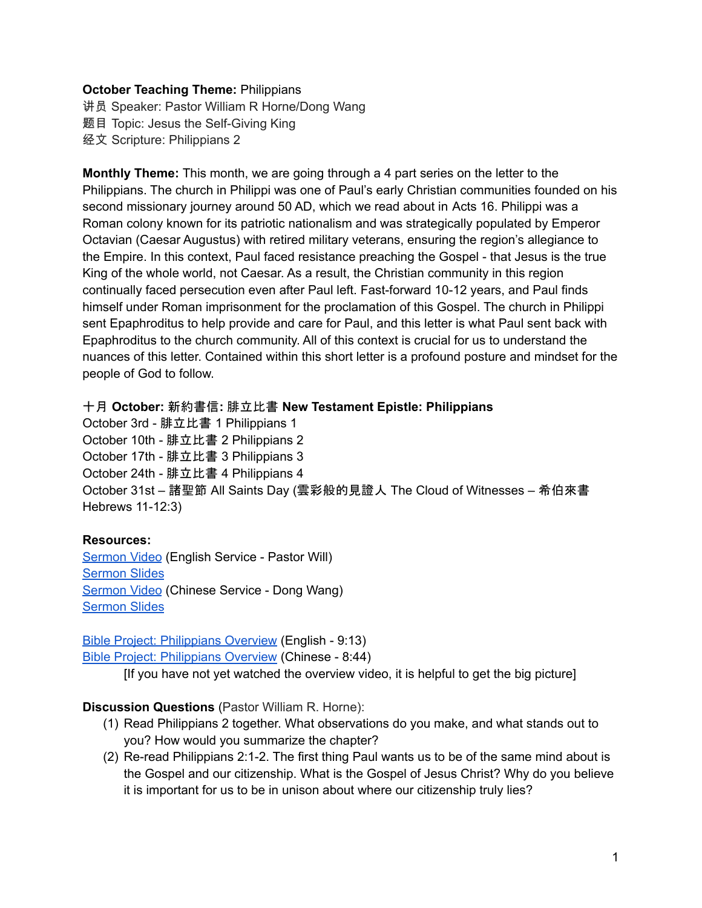**October Teaching Theme:** Philippians
讲员 Speaker: Pastor William R Horne/Dong Wang
题目 Topic: Jesus the Self-Giving King
经文 Scripture: Philippians 2

**Monthly Theme:** This month, we are going through a 4 part series on the letter to the Philippians. The church in Philippi was one of Paul's early Christian communities founded on his second missionary journey around 50 AD, which we read about in Acts 16. Philippi was a Roman colony known for its patriotic nationalism and was strategically populated by Emperor Octavian (Caesar Augustus) with retired military veterans, ensuring the region's allegiance to the Empire. In this context, Paul faced resistance preaching the Gospel - that Jesus is the true King of the whole world, not Caesar. As a result, the Christian community in this region continually faced persecution even after Paul left. Fast-forward 10-12 years, and Paul finds himself under Roman imprisonment for the proclamation of this Gospel. The church in Philippi sent Epaphroditus to help provide and care for Paul, and this letter is what Paul sent back with Epaphroditus to the church community. All of this context is crucial for us to understand the nuances of this letter. Contained within this short letter is a profound posture and mindset for the people of God to follow.

**十月 October: 新約書信: 腓立比書 New Testament Epistle: Philippians**
October 3rd - 腓立比書 1 Philippians 1
October 10th - 腓立比書 2 Philippians 2
October 17th - 腓立比書 3 Philippians 3
October 24th - 腓立比書 4 Philippians 4
October 31st – 諸聖節 All Saints Day (雲彩般的見證人 The Cloud of Witnesses – 希伯來書 Hebrews 11-12:3)

**Resources:**
Sermon Video (English Service - Pastor Will)
Sermon Slides
Sermon Video (Chinese Service - Dong Wang)
Sermon Slides

Bible Project: Philippians Overview (English - 9:13)
Bible Project: Philippians Overview (Chinese - 8:44)
[If you have not yet watched the overview video, it is helpful to get the big picture]

**Discussion Questions** (Pastor William R. Horne):

(1) Read Philippians 2 together. What observations do you make, and what stands out to you? How would you summarize the chapter?

(2) Re-read Philippians 2:1-2. The first thing Paul wants us to be of the same mind about is the Gospel and our citizenship. What is the Gospel of Jesus Christ? Why do you believe it is important for us to be in unison about where our citizenship truly lies?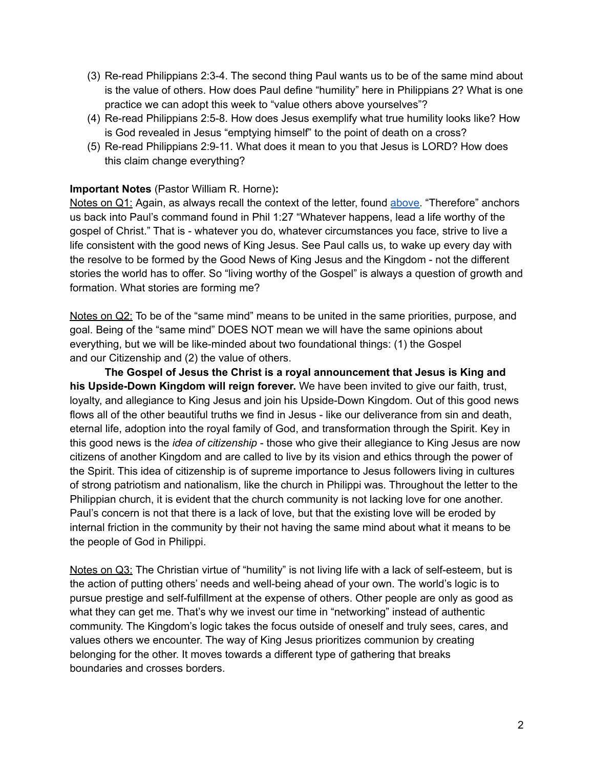(3) Re-read Philippians 2:3-4. The second thing Paul wants us to be of the same mind about is the value of others. How does Paul define "humility" here in Philippians 2? What is one practice we can adopt this week to "value others above yourselves"?

(4) Re-read Philippians 2:5-8. How does Jesus exemplify what true humility looks like? How is God revealed in Jesus "emptying himself" to the point of death on a cross?

(5) Re-read Philippians 2:9-11. What does it mean to you that Jesus is LORD? How does this claim change everything?

**Important Notes** (Pastor William R. Horne)**:**

Notes on Q1: Again, as always recall the context of the letter, found above. "Therefore" anchors us back into Paul's command found in Phil 1:27 "Whatever happens, lead a life worthy of the gospel of Christ." That is - whatever you do, whatever circumstances you face, strive to live a life consistent with the good news of King Jesus. See Paul calls us, to wake up every day with the resolve to be formed by the Good News of King Jesus and the Kingdom - not the different stories the world has to offer. So "living worthy of the Gospel" is always a question of growth and formation. What stories are forming me?

Notes on Q2: To be of the "same mind" means to be united in the same priorities, purpose, and goal. Being of the "same mind" DOES NOT mean we will have the same opinions about everything, but we will be like-minded about two foundational things: (1) the Gospel and our Citizenship and (2) the value of others.

**The Gospel of Jesus the Christ is a royal announcement that Jesus is King and his Upside-Down Kingdom will reign forever.** We have been invited to give our faith, trust, loyalty, and allegiance to King Jesus and join his Upside-Down Kingdom. Out of this good news flows all of the other beautiful truths we find in Jesus - like our deliverance from sin and death, eternal life, adoption into the royal family of God, and transformation through the Spirit. Key in this good news is the *idea of citizenship* - those who give their allegiance to King Jesus are now citizens of another Kingdom and are called to live by its vision and ethics through the power of the Spirit. This idea of citizenship is of supreme importance to Jesus followers living in cultures of strong patriotism and nationalism, like the church in Philippi was. Throughout the letter to the Philippian church, it is evident that the church community is not lacking love for one another. Paul's concern is not that there is a lack of love, but that the existing love will be eroded by internal friction in the community by their not having the same mind about what it means to be the people of God in Philippi.

Notes on Q3: The Christian virtue of "humility" is not living life with a lack of self-esteem, but is the action of putting others' needs and well-being ahead of your own. The world's logic is to pursue prestige and self-fulfillment at the expense of others. Other people are only as good as what they can get me. That's why we invest our time in "networking" instead of authentic community. The Kingdom's logic takes the focus outside of oneself and truly sees, cares, and values others we encounter. The way of King Jesus prioritizes communion by creating belonging for the other. It moves towards a different type of gathering that breaks boundaries and crosses borders.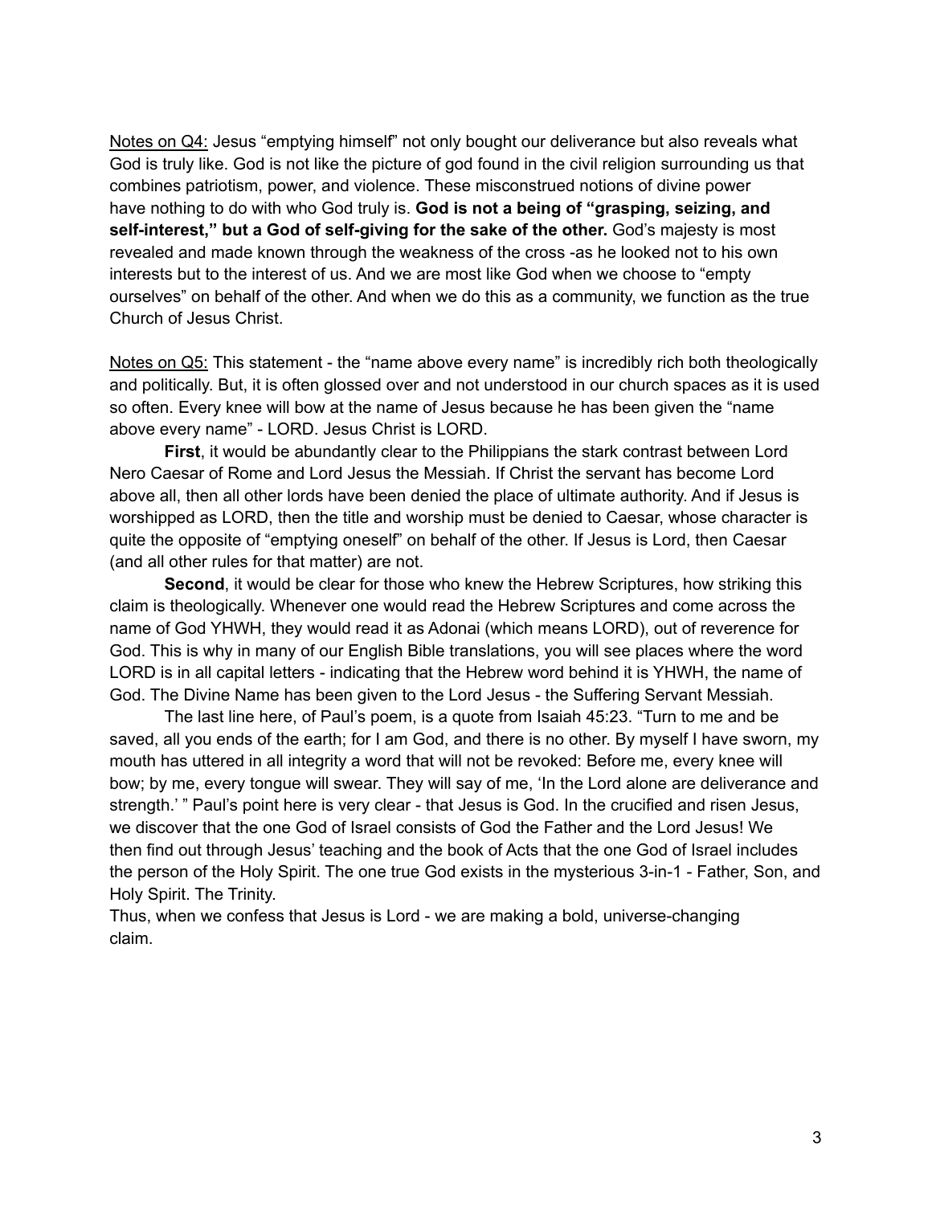Notes on Q4: Jesus "emptying himself" not only bought our deliverance but also reveals what God is truly like. God is not like the picture of god found in the civil religion surrounding us that combines patriotism, power, and violence. These misconstrued notions of divine power have nothing to do with who God truly is. **God is not a being of "grasping, seizing, and self-interest," but a God of self-giving for the sake of the other.** God's majesty is most revealed and made known through the weakness of the cross -as he looked not to his own interests but to the interest of us. And we are most like God when we choose to "empty ourselves" on behalf of the other. And when we do this as a community, we function as the true Church of Jesus Christ.

Notes on Q5: This statement - the "name above every name" is incredibly rich both theologically and politically. But, it is often glossed over and not understood in our church spaces as it is used so often. Every knee will bow at the name of Jesus because he has been given the "name above every name" - LORD. Jesus Christ is LORD.

**First**, it would be abundantly clear to the Philippians the stark contrast between Lord Nero Caesar of Rome and Lord Jesus the Messiah. If Christ the servant has become Lord above all, then all other lords have been denied the place of ultimate authority. And if Jesus is worshipped as LORD, then the title and worship must be denied to Caesar, whose character is quite the opposite of "emptying oneself" on behalf of the other. If Jesus is Lord, then Caesar (and all other rules for that matter) are not.

**Second**, it would be clear for those who knew the Hebrew Scriptures, how striking this claim is theologically. Whenever one would read the Hebrew Scriptures and come across the name of God YHWH, they would read it as Adonai (which means LORD), out of reverence for God. This is why in many of our English Bible translations, you will see places where the word LORD is in all capital letters - indicating that the Hebrew word behind it is YHWH, the name of God. The Divine Name has been given to the Lord Jesus - the Suffering Servant Messiah.

The last line here, of Paul's poem, is a quote from Isaiah 45:23. "Turn to me and be saved, all you ends of the earth; for I am God, and there is no other. By myself I have sworn, my mouth has uttered in all integrity a word that will not be revoked: Before me, every knee will bow; by me, every tongue will swear. They will say of me, 'In the Lord alone are deliverance and strength.' " Paul's point here is very clear - that Jesus is God. In the crucified and risen Jesus, we discover that the one God of Israel consists of God the Father and the Lord Jesus! We then find out through Jesus' teaching and the book of Acts that the one God of Israel includes the person of the Holy Spirit. The one true God exists in the mysterious 3-in-1 - Father, Son, and Holy Spirit. The Trinity.

Thus, when we confess that Jesus is Lord - we are making a bold, universe-changing claim.